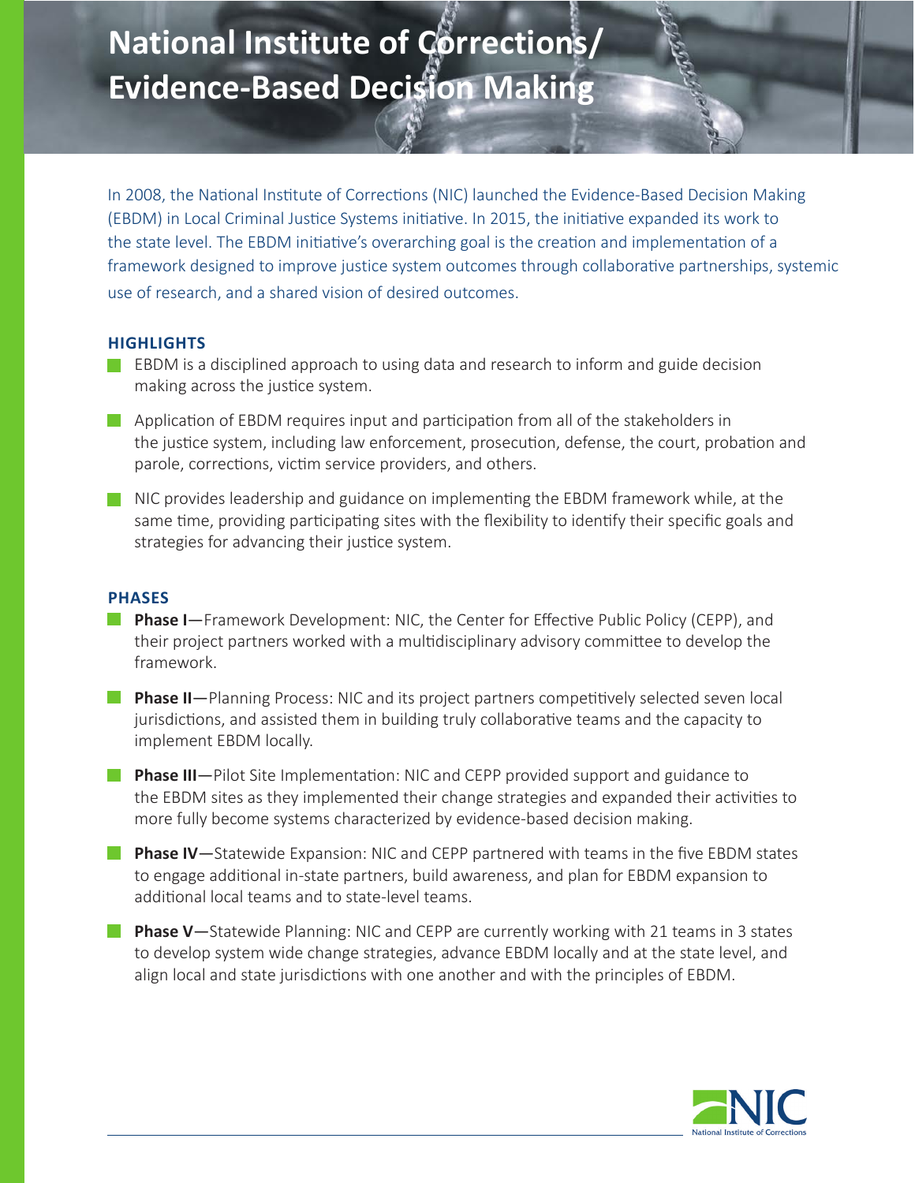# National Institute of Corrections/ Evidence-Based Decision Making

In 2008, the National Institute of Corrections (NIC) launched the Evidence-Based Decision Making (EBDM) in Local Criminal Justice Systems initiative. In 2015, the initiative expanded its work to the state level. The EBDM initiative's overarching goal is the creation and implementation of a framework designed to improve justice system outcomes through collaborative partnerships, systemic use of research, and a shared vision of desired outcomes.

## HIGHLIGHTS

- EBDM is a disciplined approach to using data and research to inform and guide decision making across the justice system.
- Application of EBDM requires input and participation from all of the stakeholders in the justice system, including law enforcement, prosecution, defense, the court, probation and parole, corrections, victim service providers, and others.
- NIC provides leadership and guidance on implementing the EBDM framework while, at the same time, providing participating sites with the flexibility to identify their specific goals and strategies for advancing their justice system.

## PHASES

- **Phase I**—Framework Development: NIC, the Center for Effective Public Policy (CEPP), and their project partners worked with a multidisciplinary advisory committee to develop the framework.
- **Phase II**—Planning Process: NIC and its project partners competitively selected seven local jurisdictions, and assisted them in building truly collaborative teams and the capacity to implement EBDM locally.
- **Phase III**—Pilot Site Implementation: NIC and CEPP provided support and guidance to the EBDM sites as they implemented their change strategies and expanded their activities to more fully become systems characterized by evidence-based decision making.
- **Phase IV**—Statewide Expansion: NIC and CEPP partnered with teams in the five EBDM states to engage additional in-state partners, build awareness, and plan for EBDM expansion to additional local teams and to state-level teams.
- **Phase V**—Statewide Planning: NIC and CEPP are currently working with 21 teams in 3 states to develop system wide change strategies, advance EBDM locally and at the state level, and align local and state jurisdictions with one another and with the principles of EBDM.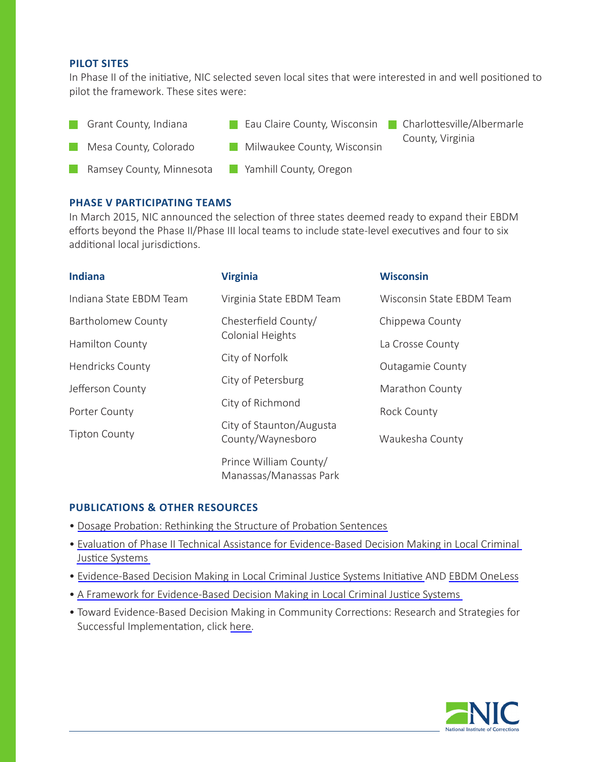## PILOT SITES

In Phase II of the initiative, NIC selected seven local sites that were interested in and well positioned to pilot the framework. These sites were:

- Grant County, Indiana
- Mesa County, Colorado
- Ramsey County, Minnesota
- Eau Claire County, Wisconsin
- Milwaukee County, Wisconsin
- Yamhill County, Oregon
- Charlottesville/Albermarle County, Virginia

## PHASE V PARTICIPATING TEAMS

In March 2015, NIC announced the selection of three states deemed ready to expand their EBDM efforts beyond the Phase II/Phase III local teams to include state-level executives and four to six additional local jurisdictions.

| Indiana | Virginia | Wisconsin |
|---|---|---|
| Indiana State EBDM Team | Virginia State EBDM Team | Wisconsin State EBDM Team |
| Bartholomew County | Chesterfield County/ Colonial Heights | Chippewa County |
| Hamilton County | City of Norfolk | La Crosse County |
| Hendricks County | City of Petersburg | Outagamie County |
| Jefferson County | City of Richmond | Marathon County |
| Porter County | City of Staunton/Augusta County/Waynesboro | Rock County |
| Tipton County | Prince William County/ Manassas/Manassas Park | Waukesha County |

## PUBLICATIONS & OTHER RESOURCES

- Dosage Probation: Rethinking the Structure of Probation Sentences
- Evaluation of Phase II Technical Assistance for Evidence-Based Decision Making in Local Criminal Justice Systems
- Evidence-Based Decision Making in Local Criminal Justice Systems Initiative AND EBDM OneLess
- A Framework for Evidence-Based Decision Making in Local Criminal Justice Systems
- Toward Evidence-Based Decision Making in Community Corrections: Research and Strategies for Successful Implementation, click here.